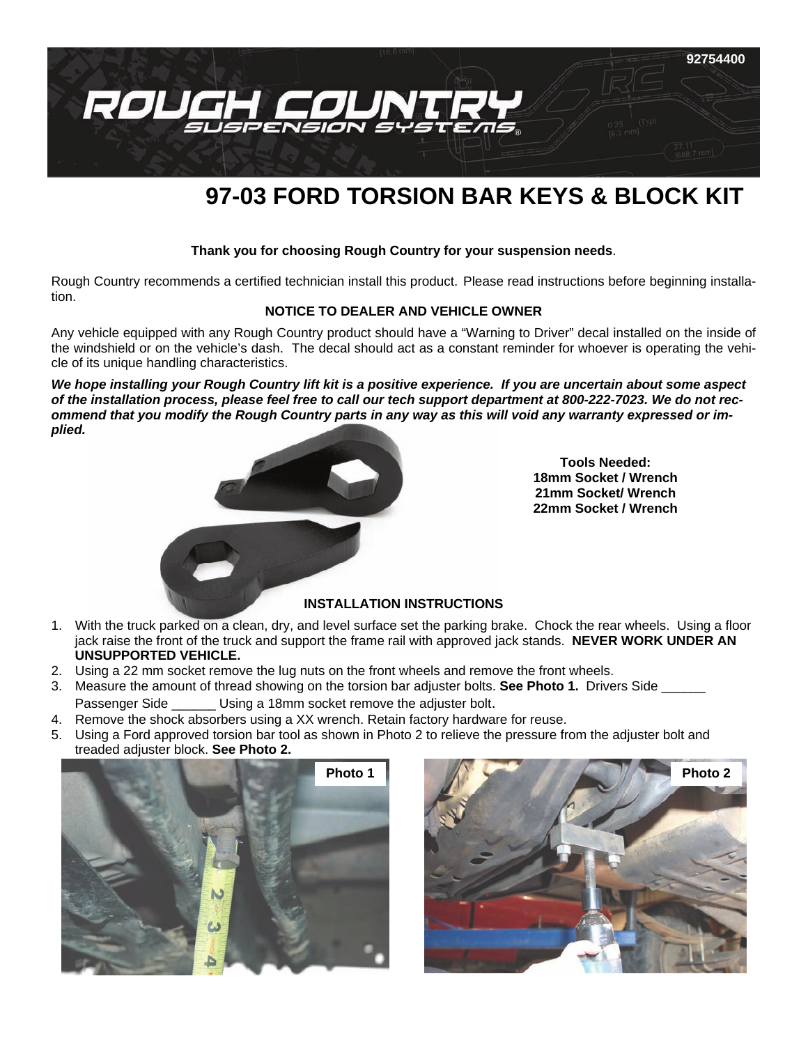92754400

# 97-03 FORD TORSION BAR KEYS & BLOCK KIT

**Thank you for choosing Rough Country for your suspension needs**.

Rough Country recommends a certified technician install this product. Please read instructions before beginning installation.

**NOTICE TO DEALER AND VEHICLE OWNER**

Any vehicle equipped with any Rough Country product should have a "Warning to Driver" decal installed on the inside of the windshield or on the vehicle's dash. The decal should act as a constant reminder for whoever is operating the vehicle of its unique handling characteristics.

***We hope installing your Rough Country lift kit is a positive experience. If you are uncertain about some aspect of the installation process, please feel free to call our tech support department at 800-222-7023. We do not recommend that you modify the Rough Country parts in any way as this will void any warranty expressed or implied.***

**Tools Needed:**
**18mm Socket / Wrench**
**21mm Socket/ Wrench**
**22mm Socket / Wrench**

**INSTALLATION INSTRUCTIONS**

1. With the truck parked on a clean, dry, and level surface set the parking brake. Chock the rear wheels. Using a floor jack raise the front of the truck and support the frame rail with approved jack stands. **NEVER WORK UNDER AN UNSUPPORTED VEHICLE.**
2. Using a 22 mm socket remove the lug nuts on the front wheels and remove the front wheels.
3. Measure the amount of thread showing on the torsion bar adjuster bolts. **See Photo 1.** Drivers Side ______ Passenger Side ______ Using a 18mm socket remove the adjuster bolt.
4. Remove the shock absorbers using a XX wrench. Retain factory hardware for reuse.
5. Using a Ford approved torsion bar tool as shown in Photo 2 to relieve the pressure from the adjuster bolt and treaded adjuster block. **See Photo 2.**

Photo 1

Photo 2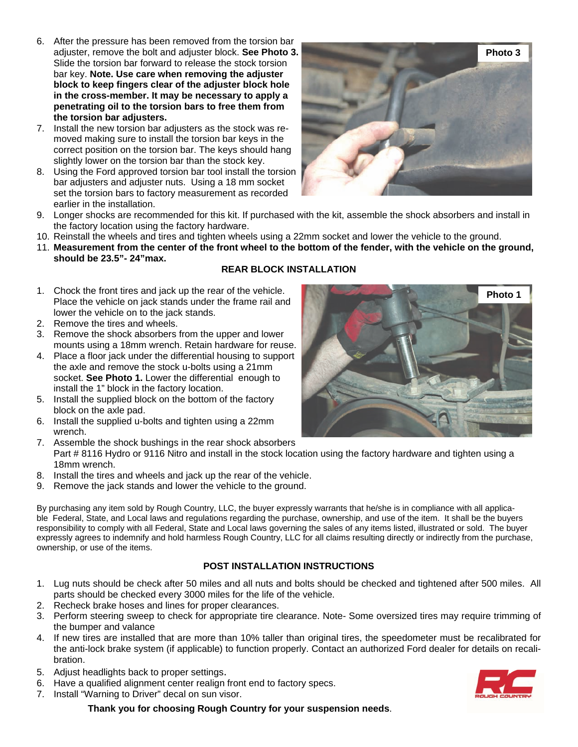6. After the pressure has been removed from the torsion bar adjuster, remove the bolt and adjuster block. **See Photo 3.** Slide the torsion bar forward to release the stock torsion bar key. **Note. Use care when removing the adjuster block to keep fingers clear of the adjuster block hole in the cross-member. It may be necessary to apply a penetrating oil to the torsion bars to free them from the torsion bar adjusters.**
7. Install the new torsion bar adjusters as the stock was removed making sure to install the torsion bar keys in the correct position on the torsion bar. The keys should hang slightly lower on the torsion bar than the stock key.
8. Using the Ford approved torsion bar tool install the torsion bar adjusters and adjuster nuts. Using a 18 mm socket set the torsion bars to factory measurement as recorded earlier in the installation.
9. Longer shocks are recommended for this kit. If purchased with the kit, assemble the shock absorbers and install in the factory location using the factory hardware.
10. Reinstall the wheels and tires and tighten wheels using a 22mm socket and lower the vehicle to the ground.
11. **Measurement from the center of the front wheel to the bottom of the fender, with the vehicle on the ground, should be 23.5"- 24"max.**

Photo 3

### REAR BLOCK INSTALLATION

1. Chock the front tires and jack up the rear of the vehicle. Place the vehicle on jack stands under the frame rail and lower the vehicle on to the jack stands.
2. Remove the tires and wheels.
3. Remove the shock absorbers from the upper and lower mounts using a 18mm wrench. Retain hardware for reuse.
4. Place a floor jack under the differential housing to support the axle and remove the stock u-bolts using a 21mm socket. **See Photo 1.** Lower the differential enough to install the 1" block in the factory location.
5. Install the supplied block on the bottom of the factory block on the axle pad.
6. Install the supplied u-bolts and tighten using a 22mm wrench.
7. Assemble the shock bushings in the rear shock absorbers Part # 8116 Hydro or 9116 Nitro and install in the stock location using the factory hardware and tighten using a 18mm wrench.
8. Install the tires and wheels and jack up the rear of the vehicle.
9. Remove the jack stands and lower the vehicle to the ground.

Photo 1

By purchasing any item sold by Rough Country, LLC, the buyer expressly warrants that he/she is in compliance with all applicable Federal, State, and Local laws and regulations regarding the purchase, ownership, and use of the item. It shall be the buyers responsibility to comply with all Federal, State and Local laws governing the sales of any items listed, illustrated or sold. The buyer expressly agrees to indemnify and hold harmless Rough Country, LLC for all claims resulting directly or indirectly from the purchase, ownership, or use of the items.

### POST INSTALLATION INSTRUCTIONS

1. Lug nuts should be check after 50 miles and all nuts and bolts should be checked and tightened after 500 miles. All parts should be checked every 3000 miles for the life of the vehicle.
2. Recheck brake hoses and lines for proper clearances.
3. Perform steering sweep to check for appropriate tire clearance. Note- Some oversized tires may require trimming of the bumper and valance
4. If new tires are installed that are more than 10% taller than original tires, the speedometer must be recalibrated for the anti-lock brake system (if applicable) to function properly. Contact an authorized Ford dealer for details on recalibration.
5. Adjust headlights back to proper settings.
6. Have a qualified alignment center realign front end to factory specs.
7. Install "Warning to Driver" decal on sun visor.

**Thank you for choosing Rough Country for your suspension needs**.